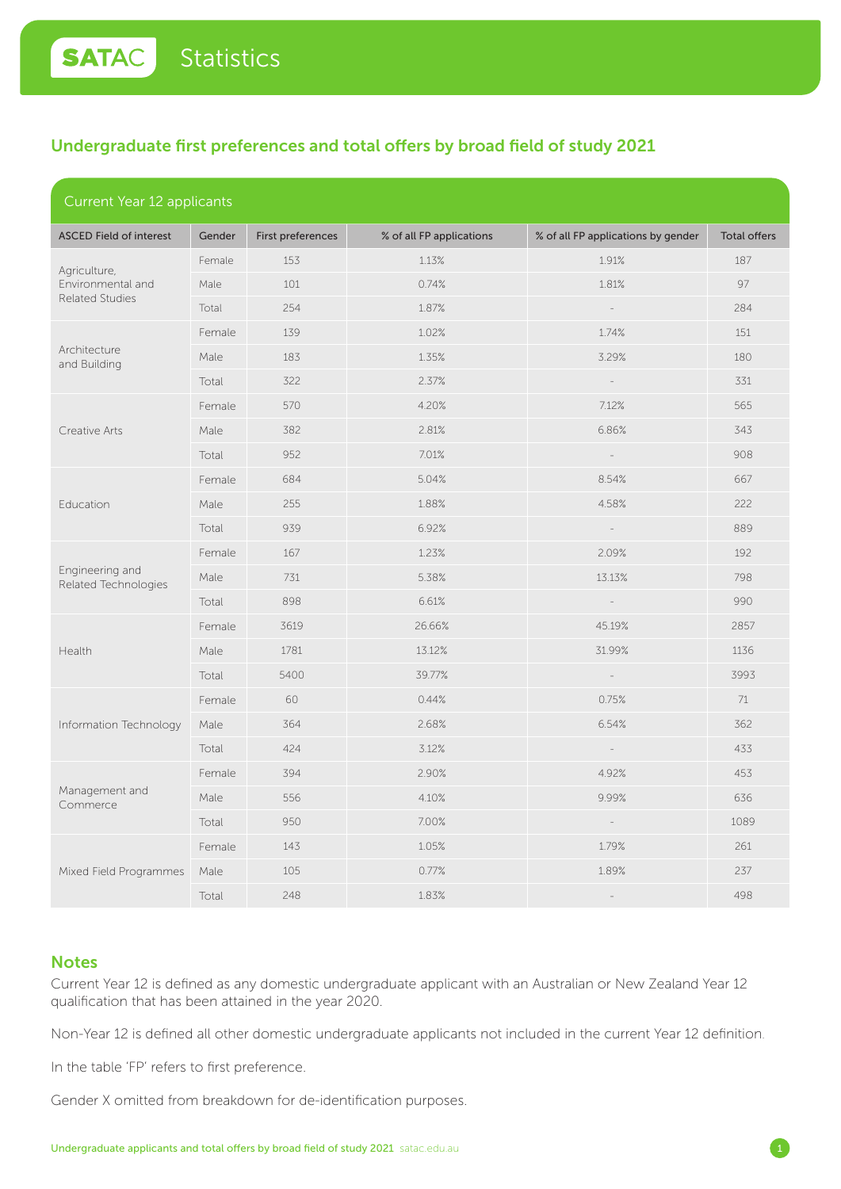# SATAC Statistics

## Undergraduate first preferences and total offers by broad field of study 2021

### Current Year 12 applicants

| ASCED Field of interest | Gender | First preferences | % of all FP applications | % of all FP applications by gender | Total offers |
|---|---|---|---|---|---|
| Agriculture, Environmental and Related Studies | Female | 153 | 1.13% | 1.91% | 187 |
| | Male | 101 | 0.74% | 1.81% | 97 |
| | Total | 254 | 1.87% | - | 284 |
| Architecture and Building | Female | 139 | 1.02% | 1.74% | 151 |
| | Male | 183 | 1.35% | 3.29% | 180 |
| | Total | 322 | 2.37% | - | 331 |
| Creative Arts | Female | 570 | 4.20% | 7.12% | 565 |
| | Male | 382 | 2.81% | 6.86% | 343 |
| | Total | 952 | 7.01% | - | 908 |
| Education | Female | 684 | 5.04% | 8.54% | 667 |
| | Male | 255 | 1.88% | 4.58% | 222 |
| | Total | 939 | 6.92% | - | 889 |
| Engineering and Related Technologies | Female | 167 | 1.23% | 2.09% | 192 |
| | Male | 731 | 5.38% | 13.13% | 798 |
| | Total | 898 | 6.61% | - | 990 |
| Health | Female | 3619 | 26.66% | 45.19% | 2857 |
| | Male | 1781 | 13.12% | 31.99% | 1136 |
| | Total | 5400 | 39.77% | - | 3993 |
| Information Technology | Female | 60 | 0.44% | 0.75% | 71 |
| | Male | 364 | 2.68% | 6.54% | 362 |
| | Total | 424 | 3.12% | - | 433 |
| Management and Commerce | Female | 394 | 2.90% | 4.92% | 453 |
| | Male | 556 | 4.10% | 9.99% | 636 |
| | Total | 950 | 7.00% | - | 1089 |
| Mixed Field Programmes | Female | 143 | 1.05% | 1.79% | 261 |
| | Male | 105 | 0.77% | 1.89% | 237 |
| | Total | 248 | 1.83% | - | 498 |

## Notes

Current Year 12 is defined as any domestic undergraduate applicant with an Australian or New Zealand Year 12 qualification that has been attained in the year 2020.

Non-Year 12 is defined all other domestic undergraduate applicants not included in the current Year 12 definition.

In the table 'FP' refers to first preference.

Gender X omitted from breakdown for de-identification purposes.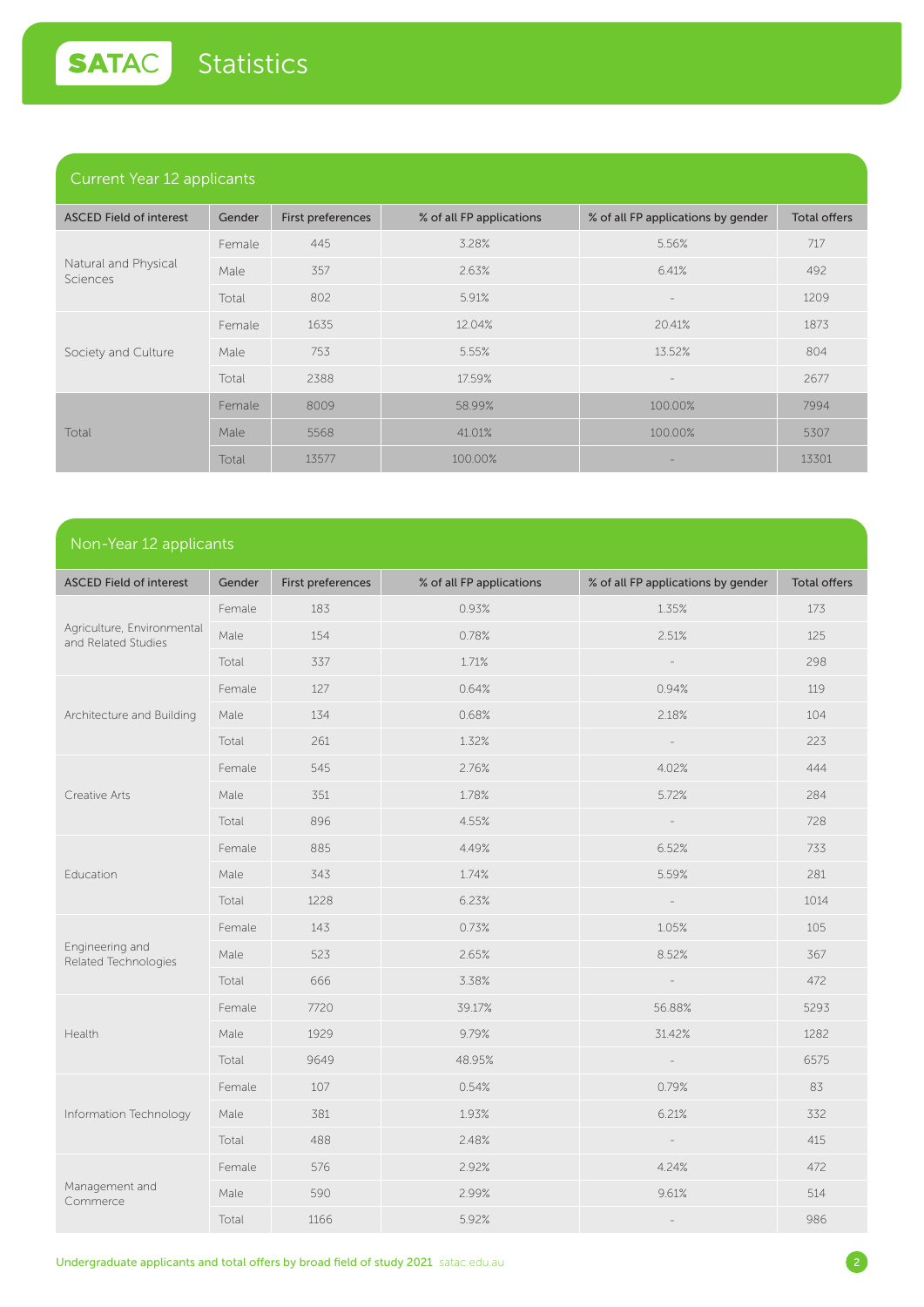# Statistics

## Current Year 12 applicants

| ASCED Field of interest | Gender | First preferences | % of all FP applications | % of all FP applications by gender | Total offers |
|---|---|---|---|---|---|
| Natural and Physical Sciences | Female | 445 | 3.28% | 5.56% | 717 |
| | Male | 357 | 2.63% | 6.41% | 492 |
| | Total | 802 | 5.91% | - | 1209 |
| Society and Culture | Female | 1635 | 12.04% | 20.41% | 1873 |
| | Male | 753 | 5.55% | 13.52% | 804 |
| | Total | 2388 | 17.59% | - | 2677 |
| Total | Female | 8009 | 58.99% | 100.00% | 7994 |
| | Male | 5568 | 41.01% | 100.00% | 5307 |
| | Total | 13577 | 100.00% | - | 13301 |

## Non-Year 12 applicants

| ASCED Field of interest | Gender | First preferences | % of all FP applications | % of all FP applications by gender | Total offers |
|---|---|---|---|---|---|
| Agriculture, Environmental and Related Studies | Female | 183 | 0.93% | 1.35% | 173 |
| | Male | 154 | 0.78% | 2.51% | 125 |
| | Total | 337 | 1.71% | - | 298 |
| Architecture and Building | Female | 127 | 0.64% | 0.94% | 119 |
| | Male | 134 | 0.68% | 2.18% | 104 |
| | Total | 261 | 1.32% | - | 223 |
| Creative Arts | Female | 545 | 2.76% | 4.02% | 444 |
| | Male | 351 | 1.78% | 5.72% | 284 |
| | Total | 896 | 4.55% | - | 728 |
| Education | Female | 885 | 4.49% | 6.52% | 733 |
| | Male | 343 | 1.74% | 5.59% | 281 |
| | Total | 1228 | 6.23% | - | 1014 |
| Engineering and Related Technologies | Female | 143 | 0.73% | 1.05% | 105 |
| | Male | 523 | 2.65% | 8.52% | 367 |
| | Total | 666 | 3.38% | - | 472 |
| Health | Female | 7720 | 39.17% | 56.88% | 5293 |
| | Male | 1929 | 9.79% | 31.42% | 1282 |
| | Total | 9649 | 48.95% | - | 6575 |
| Information Technology | Female | 107 | 0.54% | 0.79% | 83 |
| | Male | 381 | 1.93% | 6.21% | 332 |
| | Total | 488 | 2.48% | - | 415 |
| Management and Commerce | Female | 576 | 2.92% | 4.24% | 472 |
| | Male | 590 | 2.99% | 9.61% | 514 |
| | Total | 1166 | 5.92% | - | 986 |

Undergraduate applicants and total offers by broad field of study 2021 satac.edu.au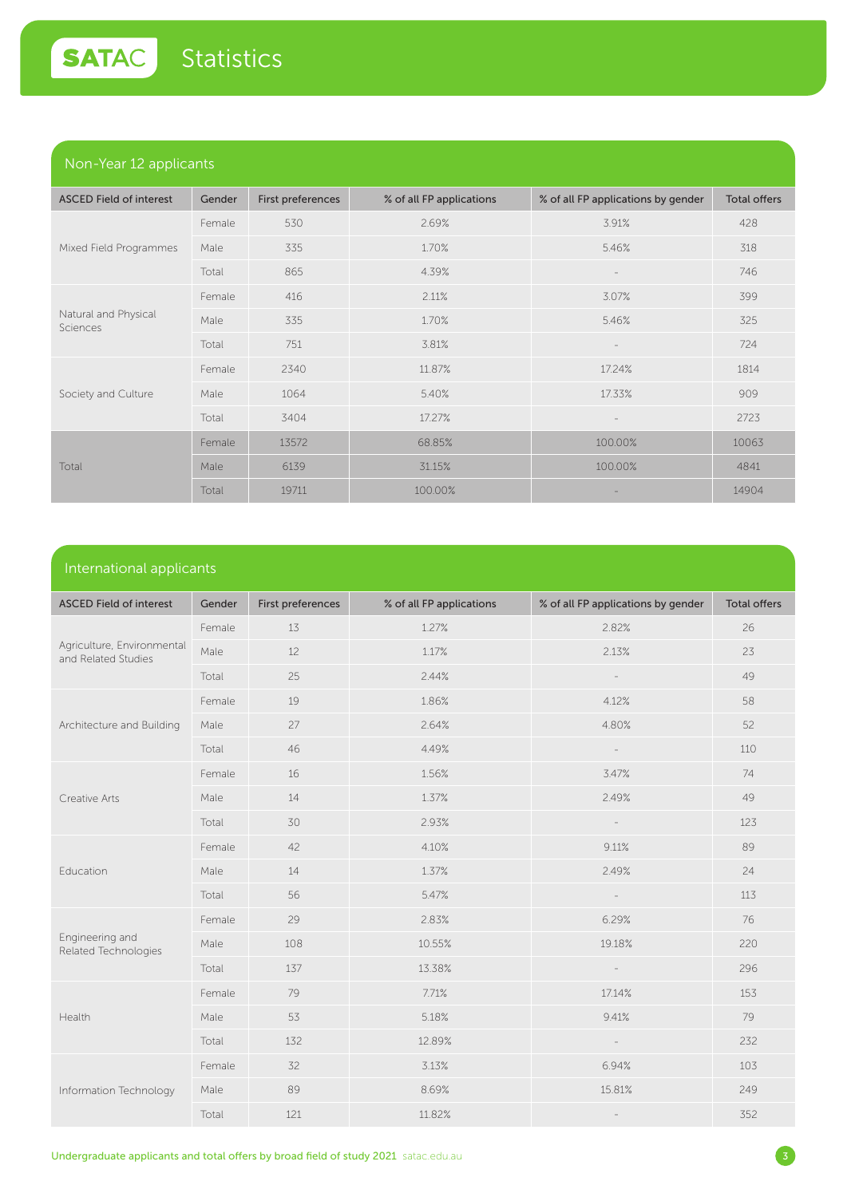## Non-Year 12 applicants

| ASCED Field of interest | Gender | First preferences | % of all FP applications | % of all FP applications by gender | Total offers |
|---|---|---|---|---|---|
| Mixed Field Programmes | Female | 530 | 2.69% | 3.91% | 428 |
| | Male | 335 | 1.70% | 5.46% | 318 |
| | Total | 865 | 4.39% | - | 746 |
| Natural and Physical Sciences | Female | 416 | 2.11% | 3.07% | 399 |
| | Male | 335 | 1.70% | 5.46% | 325 |
| | Total | 751 | 3.81% | - | 724 |
| Society and Culture | Female | 2340 | 11.87% | 17.24% | 1814 |
| | Male | 1064 | 5.40% | 17.33% | 909 |
| | Total | 3404 | 17.27% | - | 2723 |
| Total | Female | 13572 | 68.85% | 100.00% | 10063 |
| | Male | 6139 | 31.15% | 100.00% | 4841 |
| | Total | 19711 | 100.00% | - | 14904 |

## International applicants

| ASCED Field of interest | Gender | First preferences | % of all FP applications | % of all FP applications by gender | Total offers |
|---|---|---|---|---|---|
| Agriculture, Environmental and Related Studies | Female | 13 | 1.27% | 2.82% | 26 |
| | Male | 12 | 1.17% | 2.13% | 23 |
| | Total | 25 | 2.44% | - | 49 |
| Architecture and Building | Female | 19 | 1.86% | 4.12% | 58 |
| | Male | 27 | 2.64% | 4.80% | 52 |
| | Total | 46 | 4.49% | - | 110 |
| Creative Arts | Female | 16 | 1.56% | 3.47% | 74 |
| | Male | 14 | 1.37% | 2.49% | 49 |
| | Total | 30 | 2.93% | - | 123 |
| Education | Female | 42 | 4.10% | 9.11% | 89 |
| | Male | 14 | 1.37% | 2.49% | 24 |
| | Total | 56 | 5.47% | - | 113 |
| Engineering and Related Technologies | Female | 29 | 2.83% | 6.29% | 76 |
| | Male | 108 | 10.55% | 19.18% | 220 |
| | Total | 137 | 13.38% | - | 296 |
| Health | Female | 79 | 7.71% | 17.14% | 153 |
| | Male | 53 | 5.18% | 9.41% | 79 |
| | Total | 132 | 12.89% | - | 232 |
| Information Technology | Female | 32 | 3.13% | 6.94% | 103 |
| | Male | 89 | 8.69% | 15.81% | 249 |
| | Total | 121 | 11.82% | - | 352 |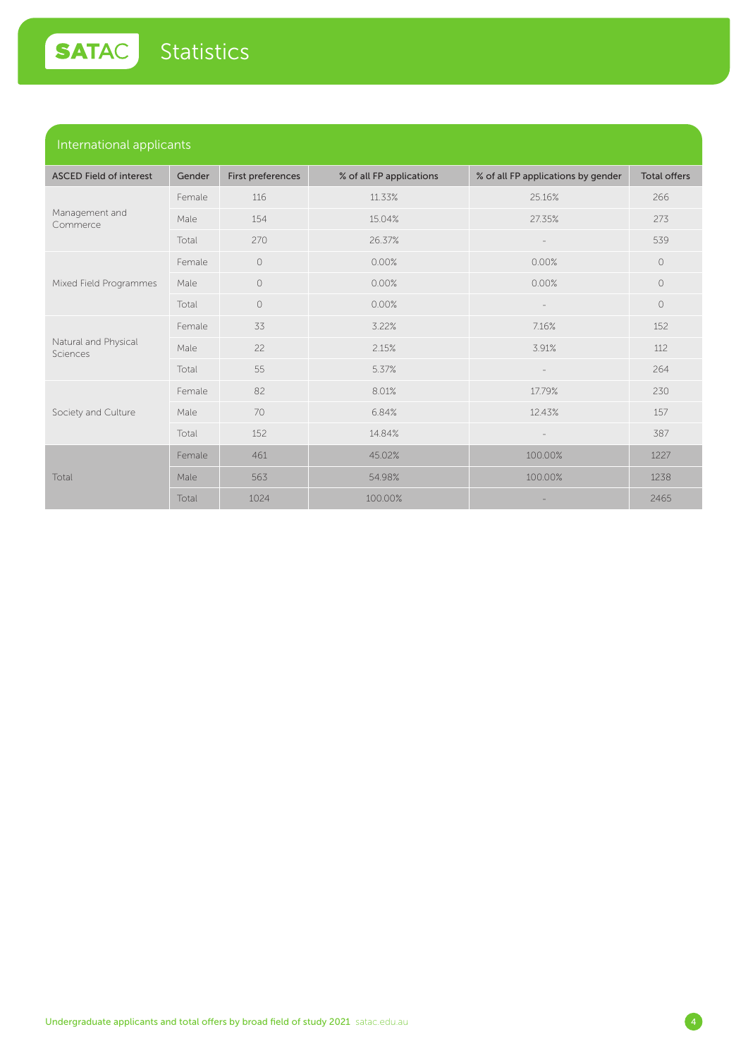## International applicants

| ASCED Field of interest | Gender | First preferences | % of all FP applications | % of all FP applications by gender | Total offers |
|---|---|---|---|---|---|
| Management and Commerce | Female | 116 | 11.33% | 25.16% | 266 |
| | Male | 154 | 15.04% | 27.35% | 273 |
| | Total | 270 | 26.37% | - | 539 |
| Mixed Field Programmes | Female | 0 | 0.00% | 0.00% | 0 |
| | Male | 0 | 0.00% | 0.00% | 0 |
| | Total | 0 | 0.00% | - | 0 |
| Natural and Physical Sciences | Female | 33 | 3.22% | 7.16% | 152 |
| | Male | 22 | 2.15% | 3.91% | 112 |
| | Total | 55 | 5.37% | - | 264 |
| Society and Culture | Female | 82 | 8.01% | 17.79% | 230 |
| | Male | 70 | 6.84% | 12.43% | 157 |
| | Total | 152 | 14.84% | - | 387 |
| Total | Female | 461 | 45.02% | 100.00% | 1227 |
| | Male | 563 | 54.98% | 100.00% | 1238 |
| | Total | 1024 | 100.00% | - | 2465 |